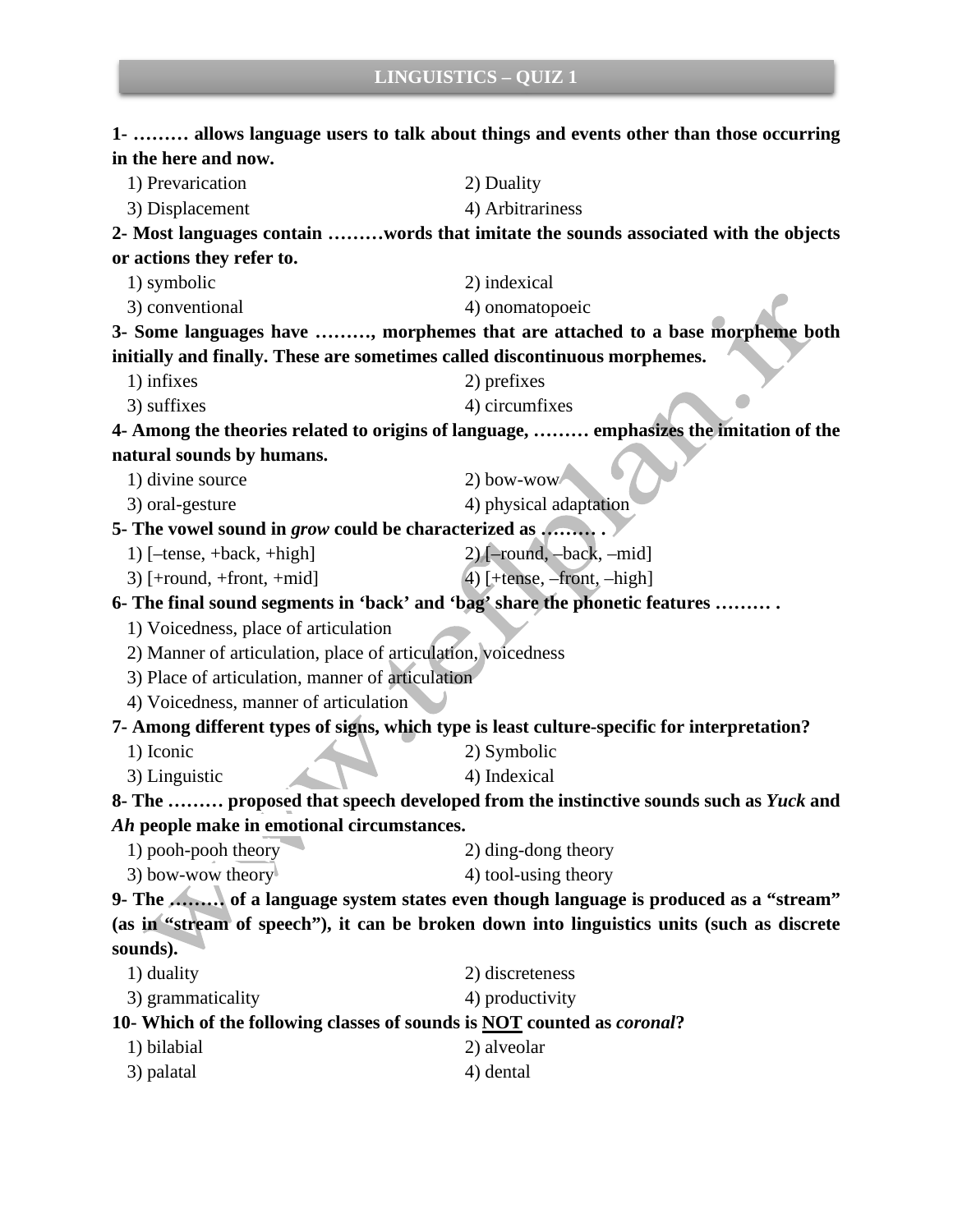# LINGUISTICS – QUIZ 1

**1- ……… allows language users to talk about things and events other than those occurring in the here and now.**

1) Prevarication
2) Duality
3) Displacement
4) Arbitrariness

**2- Most languages contain ………words that imitate the sounds associated with the objects or actions they refer to.**

1) symbolic
2) indexical
3) conventional
4) onomatopoeic

**3- Some languages have ………, morphemes that are attached to a base morpheme both initially and finally. These are sometimes called discontinuous morphemes.**

1) infixes
2) prefixes
3) suffixes
4) circumfixes

**4- Among the theories related to origins of language, ……… emphasizes the imitation of the natural sounds by humans.**

1) divine source
2) bow-wow
3) oral-gesture
4) physical adaptation

**5- The vowel sound in *grow* could be characterized as ……… .**

1) [–tense, +back, +high]
2) [–round, –back, –mid]
3) [+round, +front, +mid]
4) [+tense, –front, –high]

**6- The final sound segments in 'back' and 'bag' share the phonetic features ……… .**

1) Voicedness, place of articulation
2) Manner of articulation, place of articulation, voicedness
3) Place of articulation, manner of articulation
4) Voicedness, manner of articulation

**7- Among different types of signs, which type is least culture-specific for interpretation?**

1) Iconic
2) Symbolic
3) Linguistic
4) Indexical

**8- The ……… proposed that speech developed from the instinctive sounds such as *Yuck* and *Ah* people make in emotional circumstances.**

1) pooh-pooh theory
2) ding-dong theory
3) bow-wow theory
4) tool-using theory

**9- The ……… of a language system states even though language is produced as a "stream" (as in "stream of speech"), it can be broken down into linguistics units (such as discrete sounds).**

1) duality
2) discreteness
3) grammaticality
4) productivity

**10- Which of the following classes of sounds is NOT counted as *coronal*?**

1) bilabial
2) alveolar
3) palatal
4) dental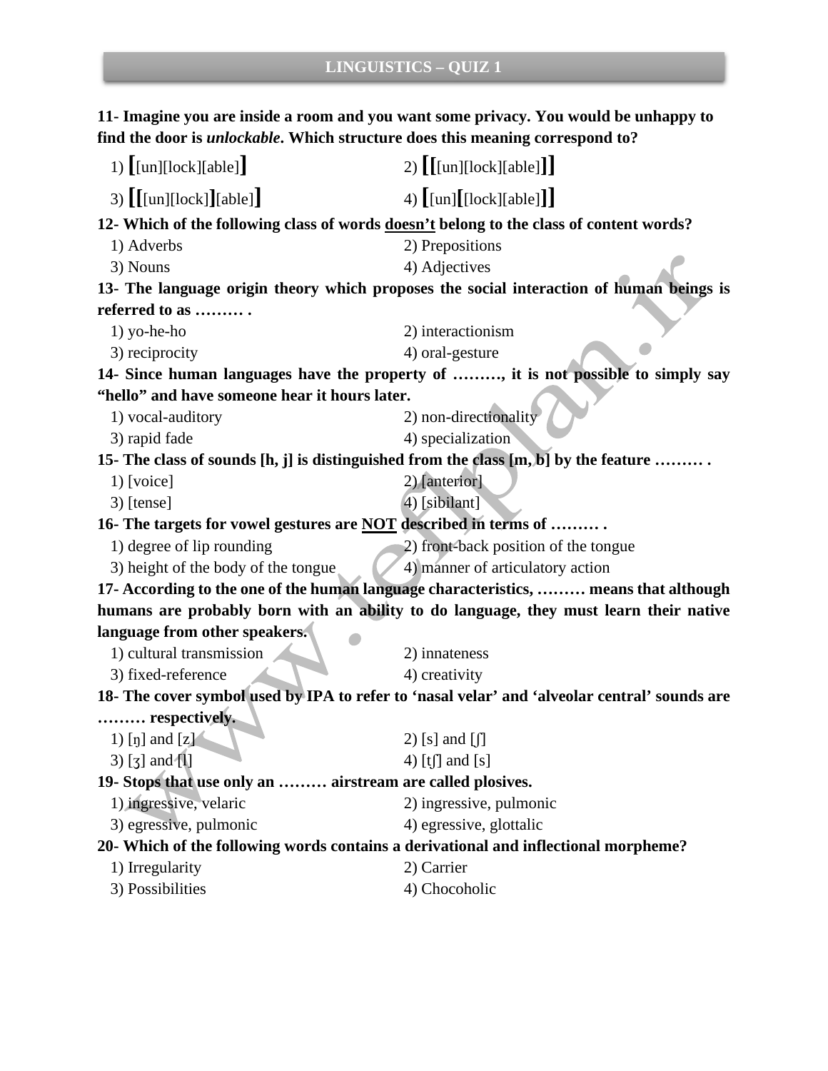11- Imagine you are inside a room and you want some privacy. You would be unhappy to find the door is *unlockable*. Which structure does this meaning correspond to?

1) [[un][lock][able]]
2) [[[un][lock][able]]]
3) [[[un][lock]][able]]
4) [[un][[lock][able]]]

**12- Which of the following class of words doesn't belong to the class of content words?**

1) Adverbs
2) Prepositions
3) Nouns
4) Adjectives

**13- The language origin theory which proposes the social interaction of human beings is referred to as ……… .**

1) yo-he-ho
2) interactionism
3) reciprocity
4) oral-gesture

**14- Since human languages have the property of ………, it is not possible to simply say "hello" and have someone hear it hours later.**

1) vocal-auditory
2) non-directionality
3) rapid fade
4) specialization

**15- The class of sounds [h, j] is distinguished from the class [m, b] by the feature ……… .**

1) [voice]
2) [anterior]
3) [tense]
4) [sibilant]

**16- The targets for vowel gestures are NOT described in terms of ……… .**

1) degree of lip rounding
2) front-back position of the tongue
3) height of the body of the tongue
4) manner of articulatory action

**17- According to the one of the human language characteristics, ……… means that although humans are probably born with an ability to do language, they must learn their native language from other speakers.**

1) cultural transmission
2) innateness
3) fixed-reference
4) creativity

**18- The cover symbol used by IPA to refer to 'nasal velar' and 'alveolar central' sounds are ……… respectively.**

1) [ŋ] and [z]
2) [s] and [ʃ]
3) [ʒ] and [l]
4) [tʃ] and [s]

**19- Stops that use only an ……… airstream are called plosives.**

1) ingressive, velaric
2) ingressive, pulmonic
3) egressive, pulmonic
4) egressive, glottalic

**20- Which of the following words contains a derivational and inflectional morpheme?**

1) Irregularity
2) Carrier
3) Possibilities
4) Chocoholic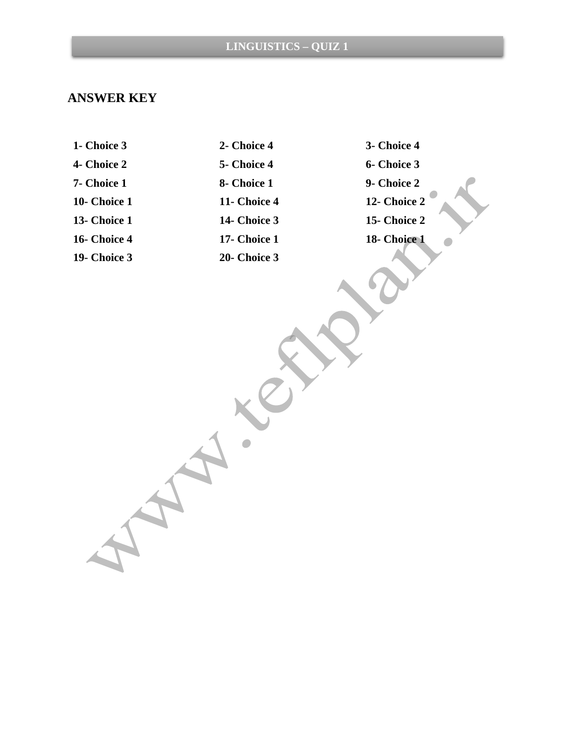## ANSWER KEY

| | | |
|---|---|---|
| **1- Choice 3** | **2- Choice 4** | **3- Choice 4** |
| **4- Choice 2** | **5- Choice 4** | **6- Choice 3** |
| **7- Choice 1** | **8- Choice 1** | **9- Choice 2** |
| **10- Choice 1** | **11- Choice 4** | **12- Choice 2** |
| **13- Choice 1** | **14- Choice 3** | **15- Choice 2** |
| **16- Choice 4** | **17- Choice 1** | **18- Choice 1** |
| **19- Choice 3** | **20- Choice 3** | |